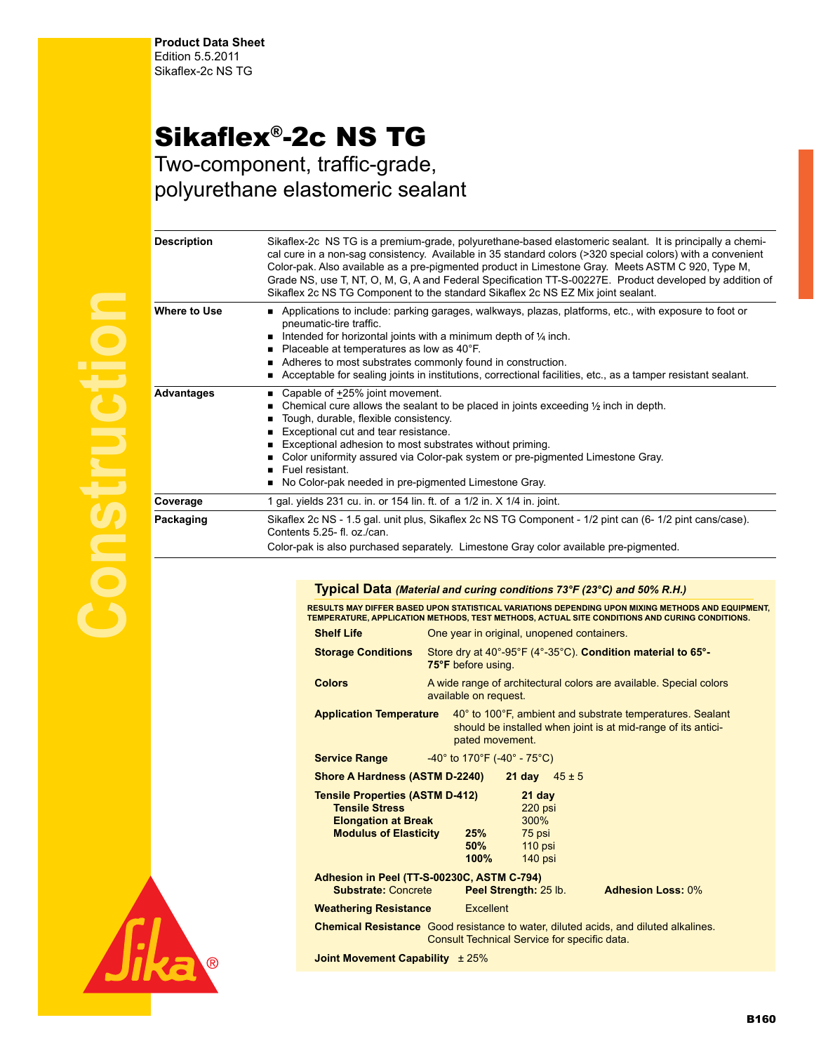**Product Data Sheet**
Edition 5.5.2011
Sikaflex-2c NS TG

# Sikaflex®-2c NS TG

## Two-component, traffic-grade, polyurethane elastomeric sealant

**Description**

Sikaflex-2c NS TG is a premium-grade, polyurethane-based elastomeric sealant. It is principally a chemical cure in a non-sag consistency. Available in 35 standard colors (>320 special colors) with a convenient Color-pak. Also available as a pre-pigmented product in Limestone Gray. Meets ASTM C 920, Type M, Grade NS, use T, NT, O, M, G, A and Federal Specification TT-S-00227E. Product developed by addition of Sikaflex 2c NS TG Component to the standard Sikaflex 2c NS EZ Mix joint sealant.

**Where to Use**

- Applications to include: parking garages, walkways, plazas, platforms, etc., with exposure to foot or pneumatic-tire traffic.
- Intended for horizontal joints with a minimum depth of ¼ inch.
- Placeable at temperatures as low as 40°F.
- Adheres to most substrates commonly found in construction.
- Acceptable for sealing joints in institutions, correctional facilities, etc., as a tamper resistant sealant.

**Advantages**

- Capable of ±25% joint movement.
- Chemical cure allows the sealant to be placed in joints exceeding ½ inch in depth.
- Tough, durable, flexible consistency.
- Exceptional cut and tear resistance.
- Exceptional adhesion to most substrates without priming.
- Color uniformity assured via Color-pak system or pre-pigmented Limestone Gray.
- Fuel resistant.
- No Color-pak needed in pre-pigmented Limestone Gray.

**Coverage**

1 gal. yields 231 cu. in. or 154 lin. ft. of a 1/2 in. X 1/4 in. joint.

**Packaging**

Sikaflex 2c NS - 1.5 gal. unit plus, Sikaflex 2c NS TG Component - 1/2 pint can (6- 1/2 pint cans/case). Contents 5.25- fl. oz./can.

Color-pak is also purchased separately. Limestone Gray color available pre-pigmented.

## Typical Data *(Material and curing conditions 73°F (23°C) and 50% R.H.)*

RESULTS MAY DIFFER BASED UPON STATISTICAL VARIATIONS DEPENDING UPON MIXING METHODS AND EQUIPMENT, TEMPERATURE, APPLICATION METHODS, TEST METHODS, ACTUAL SITE CONDITIONS AND CURING CONDITIONS.

**Shelf Life** One year in original, unopened containers.

**Storage Conditions** Store dry at 40°-95°F (4°-35°C). **Condition material to 65°-75°F** before using.

**Colors** A wide range of architectural colors are available. Special colors available on request.

**Application Temperature** 40° to 100°F, ambient and substrate temperatures. Sealant should be installed when joint is at mid-range of its anticipated movement.

**Service Range** -40° to 170°F (-40° - 75°C)

**Shore A Hardness (ASTM D-2240)** **21 day** 45 ± 5

**Tensile Properties (ASTM D-412)**

| | | 21 day |
|---|---|---|
| **Tensile Stress** | | 220 psi |
| **Elongation at Break** | | 300% |
| **Modulus of Elasticity** | **25%** | 75 psi |
| | **50%** | 110 psi |
| | **100%** | 140 psi |

**Adhesion in Peel (TT-S-00230C, ASTM C-794)**
**Substrate:** Concrete **Peel Strength:** 25 lb. **Adhesion Loss:** 0%

**Weathering Resistance** Excellent

**Chemical Resistance** Good resistance to water, diluted acids, and diluted alkalines. Consult Technical Service for specific data.

**Joint Movement Capability** ± 25%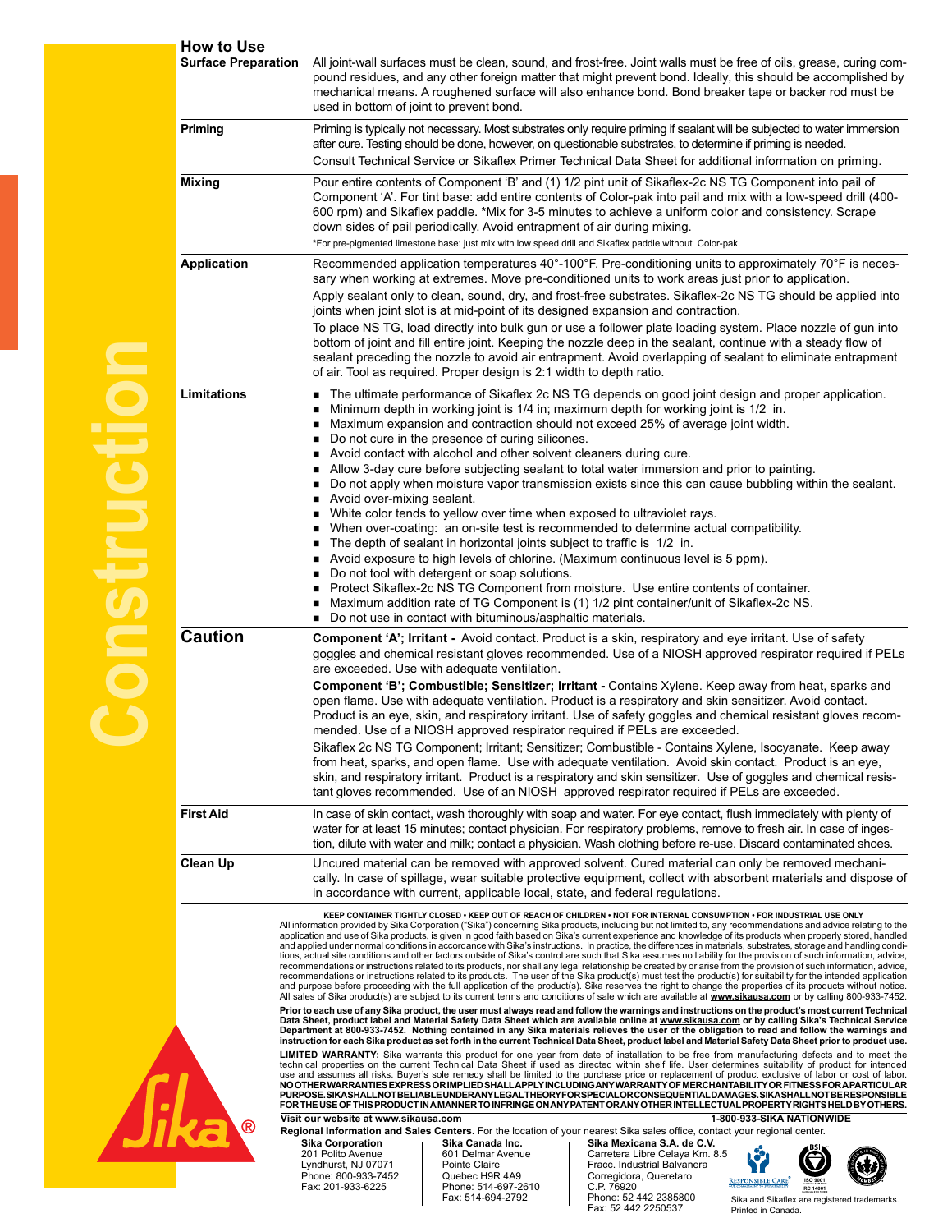## How to Use

**Surface Preparation**

All joint-wall surfaces must be clean, sound, and frost-free. Joint walls must be free of oils, grease, curing compound residues, and any other foreign matter that might prevent bond. Ideally, this should be accomplished by mechanical means. A roughened surface will also enhance bond. Bond breaker tape or backer rod must be used in bottom of joint to prevent bond.

**Priming**

Priming is typically not necessary. Most substrates only require priming if sealant will be subjected to water immersion after cure. Testing should be done, however, on questionable substrates, to determine if priming is needed.

Consult Technical Service or Sikaflex Primer Technical Data Sheet for additional information on priming.

**Mixing**

Pour entire contents of Component 'B' and (1) 1/2 pint unit of Sikaflex-2c NS TG Component into pail of Component 'A'. For tint base: add entire contents of Color-pak into pail and mix with a low-speed drill (400-600 rpm) and Sikaflex paddle. *Mix for 3-5 minutes to achieve a uniform color and consistency. Scrape down sides of pail periodically. Avoid entrapment of air during mixing.

*For pre-pigmented limestone base: just mix with low speed drill and Sikaflex paddle without Color-pak.

**Application**

Recommended application temperatures 40°-100°F. Pre-conditioning units to approximately 70°F is necessary when working at extremes. Move pre-conditioned units to work areas just prior to application.

Apply sealant only to clean, sound, dry, and frost-free substrates. Sikaflex-2c NS TG should be applied into joints when joint slot is at mid-point of its designed expansion and contraction.

To place NS TG, load directly into bulk gun or use a follower plate loading system. Place nozzle of gun into bottom of joint and fill entire joint. Keeping the nozzle deep in the sealant, continue with a steady flow of sealant preceding the nozzle to avoid air entrapment. Avoid overlapping of sealant to eliminate entrapment of air. Tool as required. Proper design is 2:1 width to depth ratio.

**Limitations**

- The ultimate performance of Sikaflex 2c NS TG depends on good joint design and proper application.
- Minimum depth in working joint is 1/4 in; maximum depth for working joint is 1/2 in.
- Maximum expansion and contraction should not exceed 25% of average joint width.
- Do not cure in the presence of curing silicones.
- Avoid contact with alcohol and other solvent cleaners during cure.
- Allow 3-day cure before subjecting sealant to total water immersion and prior to painting.
- Do not apply when moisture vapor transmission exists since this can cause bubbling within the sealant.
- Avoid over-mixing sealant.
- White color tends to yellow over time when exposed to ultraviolet rays.
- When over-coating: an on-site test is recommended to determine actual compatibility.
- The depth of sealant in horizontal joints subject to traffic is 1/2 in.
- Avoid exposure to high levels of chlorine. (Maximum continuous level is 5 ppm).
- Do not tool with detergent or soap solutions.
- Protect Sikaflex-2c NS TG Component from moisture. Use entire contents of container.
- Maximum addition rate of TG Component is (1) 1/2 pint container/unit of Sikaflex-2c NS.
- Do not use in contact with bituminous/asphaltic materials.

## Caution

**Component 'A'; Irritant -** Avoid contact. Product is a skin, respiratory and eye irritant. Use of safety goggles and chemical resistant gloves recommended. Use of a NIOSH approved respirator required if PELs are exceeded. Use with adequate ventilation.

**Component 'B'; Combustible; Sensitizer; Irritant -** Contains Xylene. Keep away from heat, sparks and open flame. Use with adequate ventilation. Product is a respiratory and skin sensitizer. Avoid contact. Product is an eye, skin, and respiratory irritant. Use of safety goggles and chemical resistant gloves recommended. Use of a NIOSH approved respirator required if PELs are exceeded.

Sikaflex 2c NS TG Component; Irritant; Sensitizer; Combustible - Contains Xylene, Isocyanate. Keep away from heat, sparks, and open flame. Use with adequate ventilation. Avoid skin contact. Product is an eye, skin, and respiratory irritant. Product is a respiratory and skin sensitizer. Use of goggles and chemical resistant gloves recommended. Use of an NIOSH approved respirator required if PELs are exceeded.

**First Aid**

In case of skin contact, wash thoroughly with soap and water. For eye contact, flush immediately with plenty of water for at least 15 minutes; contact physician. For respiratory problems, remove to fresh air. In case of ingestion, dilute with water and milk; contact a physician. Wash clothing before re-use. Discard contaminated shoes.

**Clean Up**

Uncured material can be removed with approved solvent. Cured material can only be removed mechanically. In case of spillage, wear suitable protective equipment, collect with absorbent materials and dispose of in accordance with current, applicable local, state, and federal regulations.

**KEEP CONTAINER TIGHTLY CLOSED • KEEP OUT OF REACH OF CHILDREN • NOT FOR INTERNAL CONSUMPTION • FOR INDUSTRIAL USE ONLY**

All information provided by Sika Corporation ("Sika") concerning Sika products, including but not limited to, any recommendations and advice relating to the application and use of Sika products, is given in good faith based on Sika's current experience and knowledge of its products when properly stored, handled and applied under normal conditions in accordance with Sika's instructions. In practice, the differences in materials, substrates, storage and handling conditions, actual site conditions and other factors outside of Sika's control are such that Sika assumes no liability for the provision of such information, advice, recommendations or instructions related to its products, nor shall any legal relationship be created by or arise from the provision of such information, advice, recommendations or instructions related to its products. The user of the Sika product(s) must test the product(s) for suitability for the intended application and purpose before proceeding with the full application of the product(s). Sika reserves the right to change the properties of its products without notice. All sales of Sika product(s) are subject to its current terms and conditions of sale which are available at **www.sikausa.com** or by calling 800-933-7452.

**Prior to each use of any Sika product, the user must always read and follow the warnings and instructions on the product's most current Technical Data Sheet, product label and Material Safety Data Sheet which are available online at www.sikausa.com or by calling Sika's Technical Service Department at 800-933-7452. Nothing contained in any Sika materials relieves the user of the obligation to read and follow the warnings and instruction for each Sika product as set forth in the current Technical Data Sheet, product label and Material Safety Data Sheet prior to product use.**

**LIMITED WARRANTY:** Sika warrants this product for one year from date of installation to be free from manufacturing defects and to meet the technical properties on the current Technical Data Sheet if used as directed within shelf life. User determines suitability of product for intended use and assumes all risks. Buyer's sole remedy shall be limited to the purchase price or replacement of product exclusive of labor or cost of labor. **NO OTHER WARRANTIES EXPRESS OR IMPLIED SHALL APPLY INCLUDING ANY WARRANTY OF MERCHANTABILITY OR FITNESS FOR A PARTICULAR PURPOSE. SIKA SHALL NOT BE LIABLE UNDER ANY LEGAL THEORY FOR SPECIAL OR CONSEQUENTIAL DAMAGES. SIKA SHALL NOT BE RESPONSIBLE FOR THE USE OF THIS PRODUCT IN A MANNER TO INFRINGE ON ANY PATENT OR ANY OTHER INTELLECTUAL PROPERTY RIGHTS HELD BY OTHERS.**

**Visit our website at www.sikausa.com** **1-800-933-SIKA NATIONWIDE**

**Regional Information and Sales Centers.** For the location of your nearest Sika sales office, contact your regional center.

**Sika Corporation**
201 Polito Avenue
Lyndhurst, NJ 07071
Phone: 800-933-7452
Fax: 201-933-6225

**Sika Canada Inc.**
601 Delmar Avenue
Pointe Claire
Quebec H9R 4A9
Phone: 514-697-2610
Fax: 514-694-2792

**Sika Mexicana S.A. de C.V.**
Carretera Libre Celaya Km. 8.5
Fracc. Industrial Balvanera
Corregidora, Queretaro
C.P. 76920
Phone: 52 442 2385800
Fax: 52 442 2250537

Sika and Sikaflex are registered trademarks.
Printed in Canada.